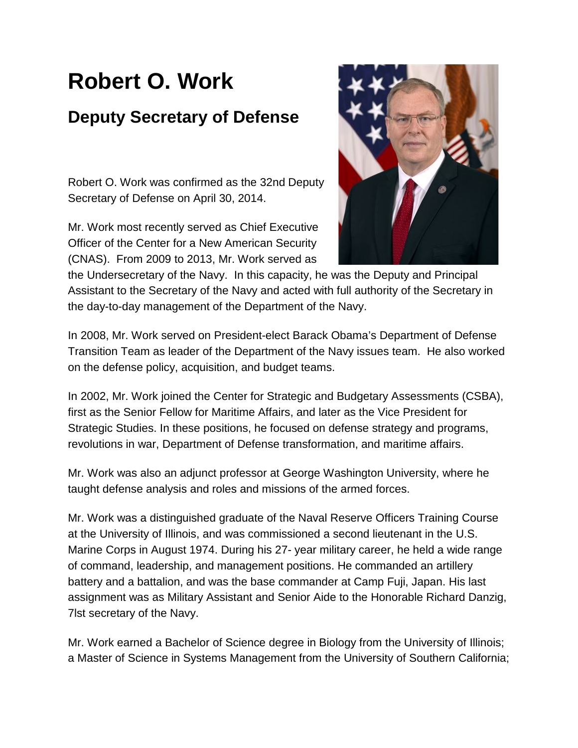# Robert O. Work

## Deputy Secretary of Defense

Robert O. Work was confirmed as the 32nd Deputy Secretary of Defense on April 30, 2014.

Mr. Work most recently served as Chief Executive Officer of the Center for a New American Security (CNAS). From 2009 to 2013, Mr. Work served as the Undersecretary of the Navy. In this capacity, he was the Deputy and Principal Assistant to the Secretary of the Navy and acted with full authority of the Secretary in the day-to-day management of the Department of the Navy.

In 2008, Mr. Work served on President-elect Barack Obama's Department of Defense Transition Team as leader of the Department of the Navy issues team. He also worked on the defense policy, acquisition, and budget teams.

In 2002, Mr. Work joined the Center for Strategic and Budgetary Assessments (CSBA), first as the Senior Fellow for Maritime Affairs, and later as the Vice President for Strategic Studies. In these positions, he focused on defense strategy and programs, revolutions in war, Department of Defense transformation, and maritime affairs.

Mr. Work was also an adjunct professor at George Washington University, where he taught defense analysis and roles and missions of the armed forces.

Mr. Work was a distinguished graduate of the Naval Reserve Officers Training Course at the University of Illinois, and was commissioned a second lieutenant in the U.S. Marine Corps in August 1974. During his 27- year military career, he held a wide range of command, leadership, and management positions. He commanded an artillery battery and a battalion, and was the base commander at Camp Fuji, Japan. His last assignment was as Military Assistant and Senior Aide to the Honorable Richard Danzig, 7lst secretary of the Navy.

Mr. Work earned a Bachelor of Science degree in Biology from the University of Illinois; a Master of Science in Systems Management from the University of Southern California;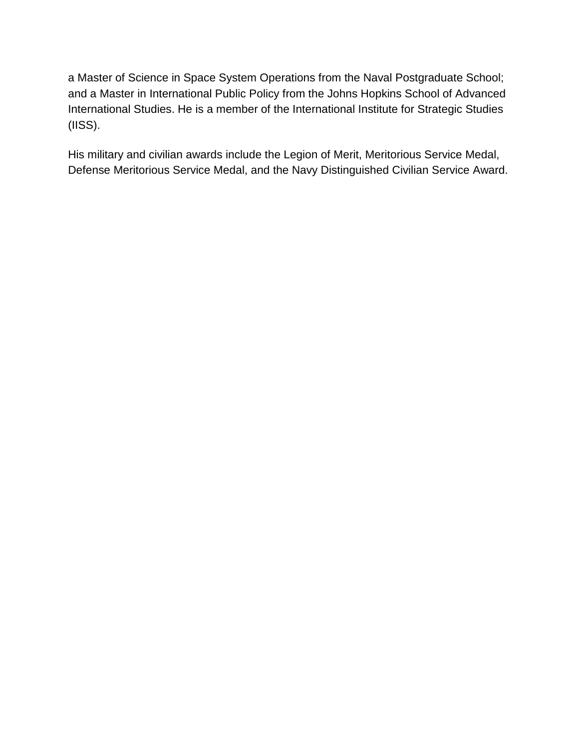a Master of Science in Space System Operations from the Naval Postgraduate School; and a Master in International Public Policy from the Johns Hopkins School of Advanced International Studies. He is a member of the International Institute for Strategic Studies (IISS).

His military and civilian awards include the Legion of Merit, Meritorious Service Medal, Defense Meritorious Service Medal, and the Navy Distinguished Civilian Service Award.